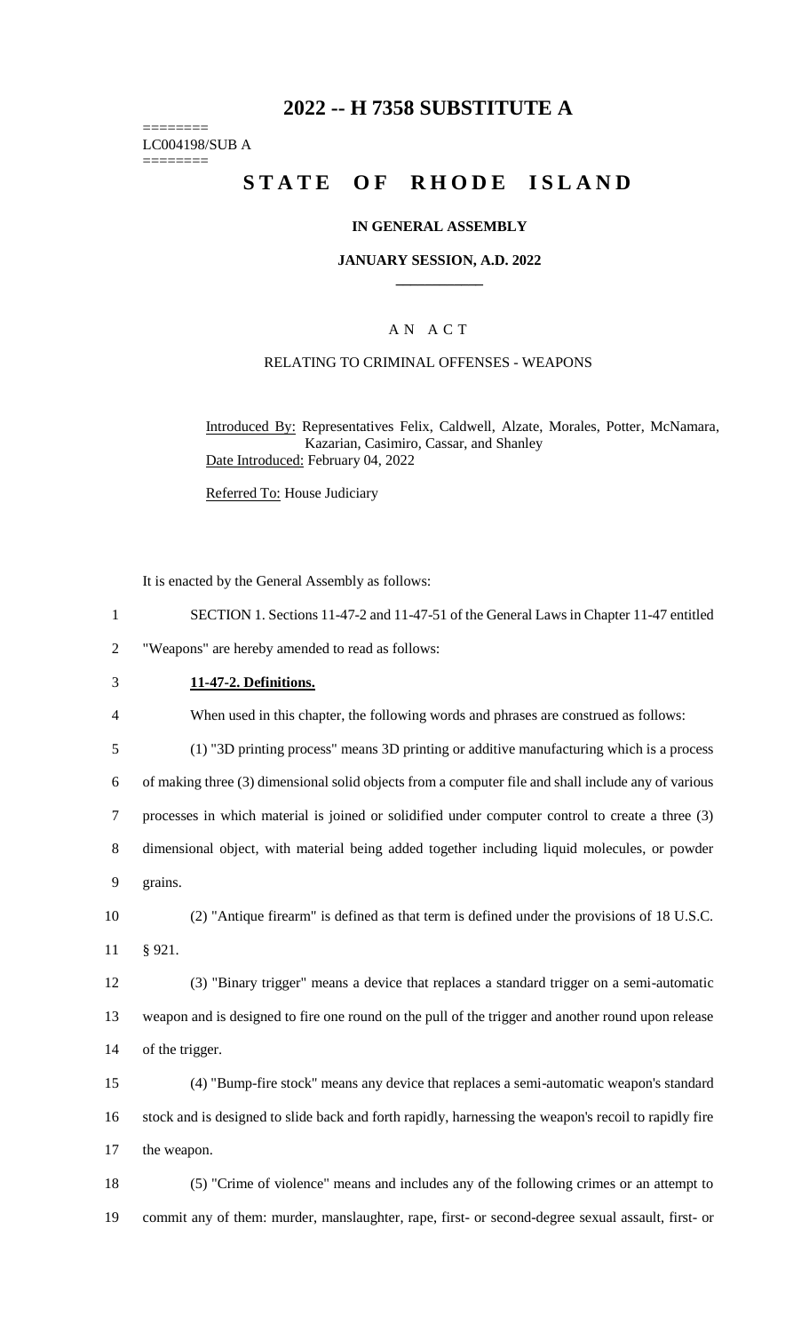# 2022 -- H 7358 SUBSTITUTE A

========
LC004198/SUB A
========

# STATE OF RHODE ISLAND

**IN GENERAL ASSEMBLY**

**JANUARY SESSION, A.D. 2022**

A N A C T

RELATING TO CRIMINAL OFFENSES - WEAPONS

Introduced By: Representatives Felix, Caldwell, Alzate, Morales, Potter, McNamara, Kazarian, Casimiro, Cassar, and Shanley

Date Introduced: February 04, 2022

Referred To: House Judiciary

It is enacted by the General Assembly as follows:

1 SECTION 1. Sections 11-47-2 and 11-47-51 of the General Laws in Chapter 11-47 entitled
2 "Weapons" are hereby amended to read as follows:

3 **11-47-2. Definitions.**

4 When used in this chapter, the following words and phrases are construed as follows:

5 (1) "3D printing process" means 3D printing or additive manufacturing which is a process
6 of making three (3) dimensional solid objects from a computer file and shall include any of various
7 processes in which material is joined or solidified under computer control to create a three (3)
8 dimensional object, with material being added together including liquid molecules, or powder
9 grains.

10 (2) "Antique firearm" is defined as that term is defined under the provisions of 18 U.S.C.
11 § 921.

12 (3) "Binary trigger" means a device that replaces a standard trigger on a semi-automatic
13 weapon and is designed to fire one round on the pull of the trigger and another round upon release
14 of the trigger.

15 (4) "Bump-fire stock" means any device that replaces a semi-automatic weapon's standard
16 stock and is designed to slide back and forth rapidly, harnessing the weapon's recoil to rapidly fire
17 the weapon.

18 (5) "Crime of violence" means and includes any of the following crimes or an attempt to
19 commit any of them: murder, manslaughter, rape, first- or second-degree sexual assault, first- or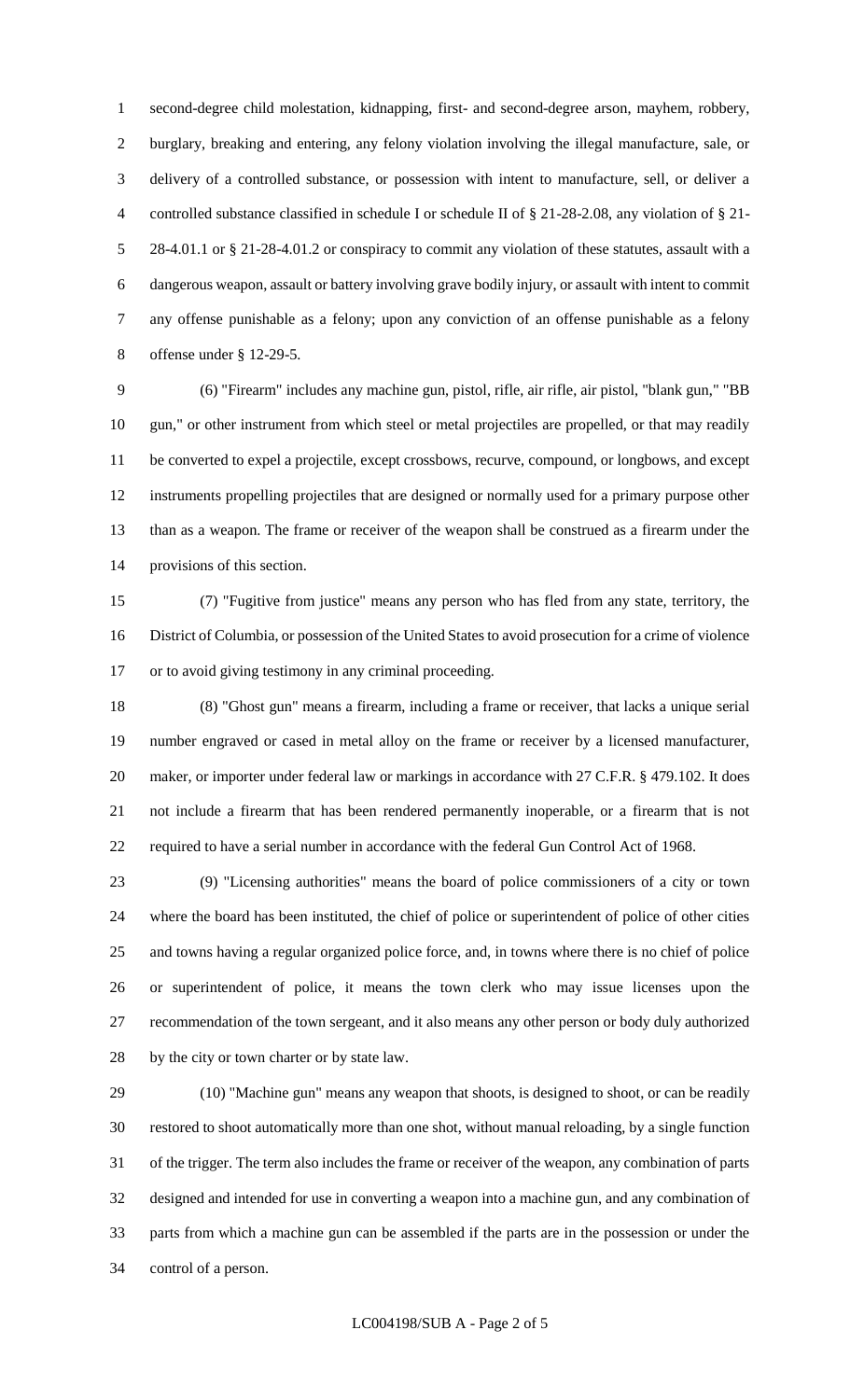second-degree child molestation, kidnapping, first- and second-degree arson, mayhem, robbery, burglary, breaking and entering, any felony violation involving the illegal manufacture, sale, or delivery of a controlled substance, or possession with intent to manufacture, sell, or deliver a controlled substance classified in schedule I or schedule II of § 21-28-2.08, any violation of § 21-28-4.01.1 or § 21-28-4.01.2 or conspiracy to commit any violation of these statutes, assault with a dangerous weapon, assault or battery involving grave bodily injury, or assault with intent to commit any offense punishable as a felony; upon any conviction of an offense punishable as a felony offense under § 12-29-5.

(6) "Firearm" includes any machine gun, pistol, rifle, air rifle, air pistol, "blank gun," "BB gun," or other instrument from which steel or metal projectiles are propelled, or that may readily be converted to expel a projectile, except crossbows, recurve, compound, or longbows, and except instruments propelling projectiles that are designed or normally used for a primary purpose other than as a weapon. The frame or receiver of the weapon shall be construed as a firearm under the provisions of this section.

(7) "Fugitive from justice" means any person who has fled from any state, territory, the District of Columbia, or possession of the United States to avoid prosecution for a crime of violence or to avoid giving testimony in any criminal proceeding.

(8) "Ghost gun" means a firearm, including a frame or receiver, that lacks a unique serial number engraved or cased in metal alloy on the frame or receiver by a licensed manufacturer, maker, or importer under federal law or markings in accordance with 27 C.F.R. § 479.102. It does not include a firearm that has been rendered permanently inoperable, or a firearm that is not required to have a serial number in accordance with the federal Gun Control Act of 1968.

(9) "Licensing authorities" means the board of police commissioners of a city or town where the board has been instituted, the chief of police or superintendent of police of other cities and towns having a regular organized police force, and, in towns where there is no chief of police or superintendent of police, it means the town clerk who may issue licenses upon the recommendation of the town sergeant, and it also means any other person or body duly authorized by the city or town charter or by state law.

(10) "Machine gun" means any weapon that shoots, is designed to shoot, or can be readily restored to shoot automatically more than one shot, without manual reloading, by a single function of the trigger. The term also includes the frame or receiver of the weapon, any combination of parts designed and intended for use in converting a weapon into a machine gun, and any combination of parts from which a machine gun can be assembled if the parts are in the possession or under the control of a person.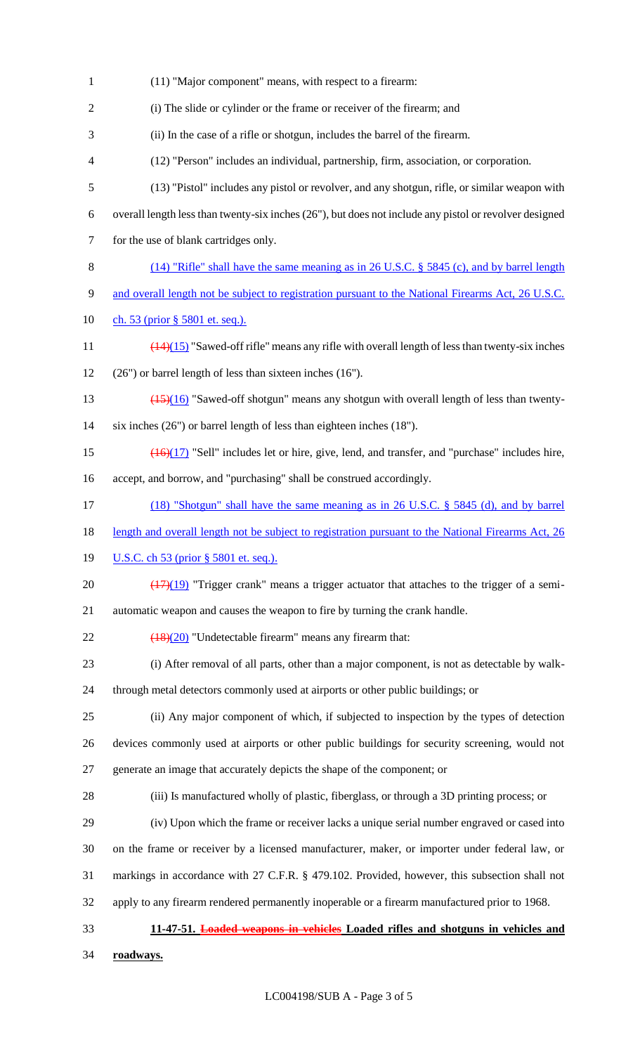(11) "Major component" means, with respect to a firearm:

(i) The slide or cylinder or the frame or receiver of the firearm; and

(ii) In the case of a rifle or shotgun, includes the barrel of the firearm.

(12) "Person" includes an individual, partnership, firm, association, or corporation.

(13) "Pistol" includes any pistol or revolver, and any shotgun, rifle, or similar weapon with overall length less than twenty-six inches (26"), but does not include any pistol or revolver designed for the use of blank cartridges only.

<u>(14) "Rifle" shall have the same meaning as in 26 U.S.C. § 5845 (c), and by barrel length and overall length not be subject to registration pursuant to the National Firearms Act, 26 U.S.C. ch. 53 (prior § 5801 et. seq.).</u>

~~(14)~~<u>(15)</u> "Sawed-off rifle" means any rifle with overall length of less than twenty-six inches (26") or barrel length of less than sixteen inches (16").

~~(15)~~<u>(16)</u> "Sawed-off shotgun" means any shotgun with overall length of less than twenty-six inches (26") or barrel length of less than eighteen inches (18").

~~(16)~~<u>(17)</u> "Sell" includes let or hire, give, lend, and transfer, and "purchase" includes hire, accept, and borrow, and "purchasing" shall be construed accordingly.

<u>(18) "Shotgun" shall have the same meaning as in 26 U.S.C. § 5845 (d), and by barrel length and overall length not be subject to registration pursuant to the National Firearms Act, 26 U.S.C. ch 53 (prior § 5801 et. seq.).</u>

~~(17)~~<u>(19)</u> "Trigger crank" means a trigger actuator that attaches to the trigger of a semi-automatic weapon and causes the weapon to fire by turning the crank handle.

~~(18)~~<u>(20)</u> "Undetectable firearm" means any firearm that:

(i) After removal of all parts, other than a major component, is not as detectable by walk-through metal detectors commonly used at airports or other public buildings; or

(ii) Any major component of which, if subjected to inspection by the types of detection devices commonly used at airports or other public buildings for security screening, would not generate an image that accurately depicts the shape of the component; or

(iii) Is manufactured wholly of plastic, fiberglass, or through a 3D printing process; or

(iv) Upon which the frame or receiver lacks a unique serial number engraved or cased into on the frame or receiver by a licensed manufacturer, maker, or importer under federal law, or markings in accordance with 27 C.F.R. § 479.102. Provided, however, this subsection shall not apply to any firearm rendered permanently inoperable or a firearm manufactured prior to 1968.

**11-47-51. ~~Loaded weapons in vehicles~~ <u>Loaded rifles and shotguns in vehicles and roadways.</u>**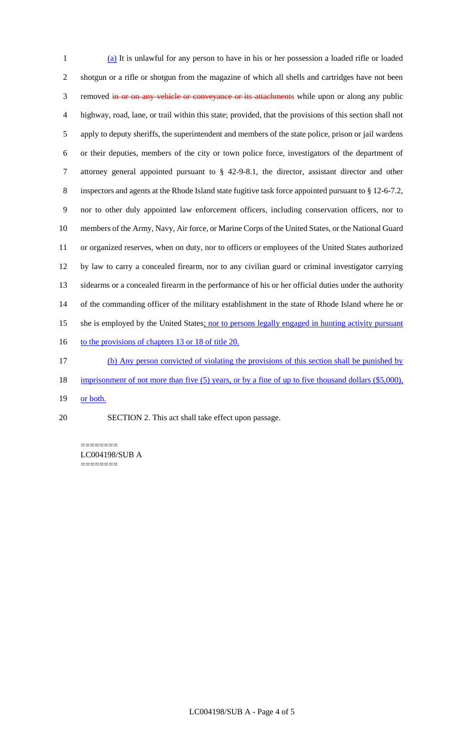(a) It is unlawful for any person to have in his or her possession a loaded rifle or loaded shotgun or a rifle or shotgun from the magazine of which all shells and cartridges have not been removed ~~in or on any vehicle or conveyance or its attachments~~ while upon or along any public highway, road, lane, or trail within this state; provided, that the provisions of this section shall not apply to deputy sheriffs, the superintendent and members of the state police, prison or jail wardens or their deputies, members of the city or town police force, investigators of the department of attorney general appointed pursuant to § 42-9-8.1, the director, assistant director and other inspectors and agents at the Rhode Island state fugitive task force appointed pursuant to § 12-6-7.2, nor to other duly appointed law enforcement officers, including conservation officers, nor to members of the Army, Navy, Air force, or Marine Corps of the United States, or the National Guard or organized reserves, when on duty, nor to officers or employees of the United States authorized by law to carry a concealed firearm, nor to any civilian guard or criminal investigator carrying sidearms or a concealed firearm in the performance of his or her official duties under the authority of the commanding officer of the military establishment in the state of Rhode Island where he or she is employed by the United States; nor to persons legally engaged in hunting activity pursuant to the provisions of chapters 13 or 18 of title 20.

(b) Any person convicted of violating the provisions of this section shall be punished by imprisonment of not more than five (5) years, or by a fine of up to five thousand dollars ($5,000), or both.

SECTION 2. This act shall take effect upon passage.

========
LC004198/SUB A
========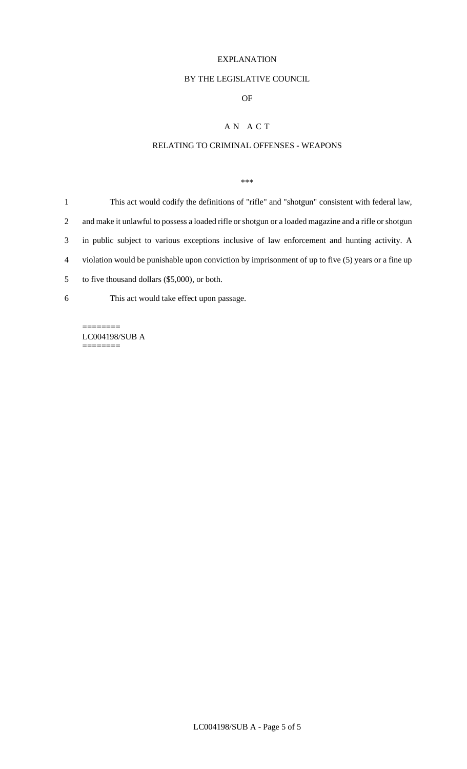EXPLANATION

BY THE LEGISLATIVE COUNCIL

OF

A N A C T

RELATING TO CRIMINAL OFFENSES - WEAPONS

\*\*\*

This act would codify the definitions of "rifle" and "shotgun" consistent with federal law, and make it unlawful to possess a loaded rifle or shotgun or a loaded magazine and a rifle or shotgun in public subject to various exceptions inclusive of law enforcement and hunting activity. A violation would be punishable upon conviction by imprisonment of up to five (5) years or a fine up to five thousand dollars ($5,000), or both.

This act would take effect upon passage.

========
LC004198/SUB A
========